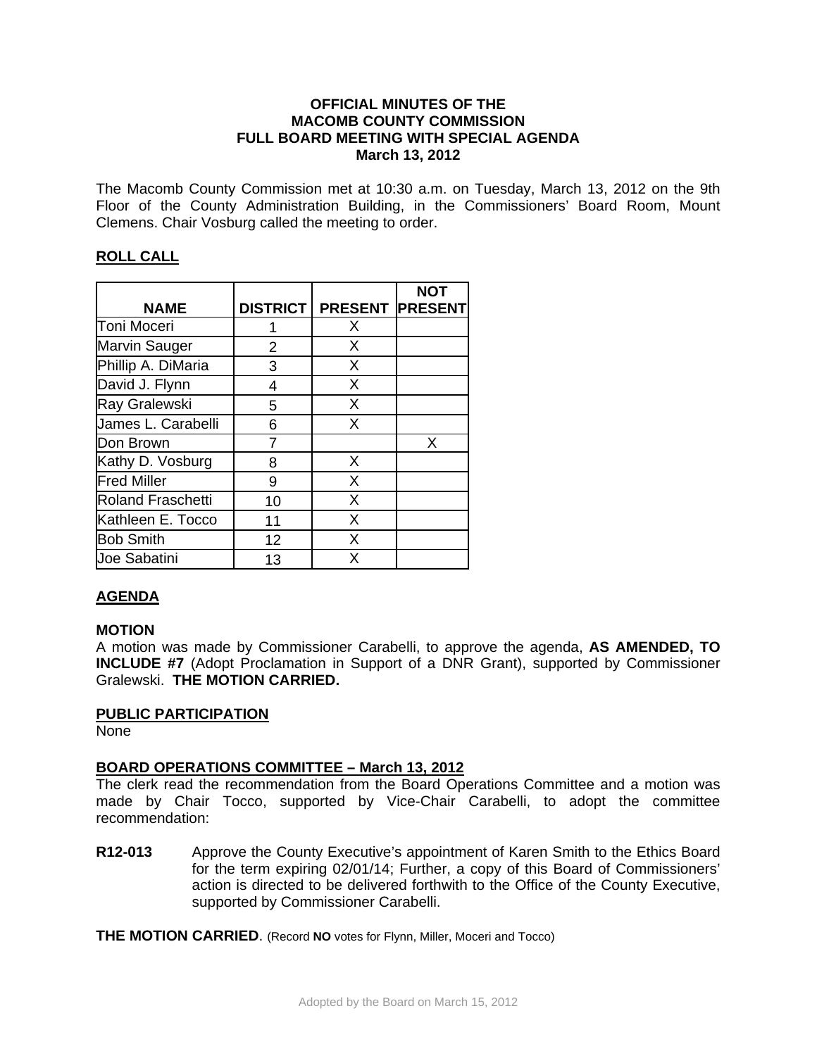# OFFICIAL MINUTES OF THE MACOMB COUNTY COMMISSION FULL BOARD MEETING WITH SPECIAL AGENDA March 13, 2012

The Macomb County Commission met at 10:30 a.m. on Tuesday, March 13, 2012 on the 9th Floor of the County Administration Building, in the Commissioners' Board Room, Mount Clemens. Chair Vosburg called the meeting to order.

## ROLL CALL

| NAME | DISTRICT | PRESENT | NOT PRESENT |
|---|---|---|---|
| Toni Moceri | 1 | X | |
| Marvin Sauger | 2 | X | |
| Phillip A. DiMaria | 3 | X | |
| David J. Flynn | 4 | X | |
| Ray Gralewski | 5 | X | |
| James L. Carabelli | 6 | X | |
| Don Brown | 7 | | X |
| Kathy D. Vosburg | 8 | X | |
| Fred Miller | 9 | X | |
| Roland Fraschetti | 10 | X | |
| Kathleen E. Tocco | 11 | X | |
| Bob Smith | 12 | X | |
| Joe Sabatini | 13 | X | |

## AGENDA

**MOTION**

A motion was made by Commissioner Carabelli, to approve the agenda, **AS AMENDED, TO INCLUDE #7** (Adopt Proclamation in Support of a DNR Grant), supported by Commissioner Gralewski. **THE MOTION CARRIED.**

## PUBLIC PARTICIPATION

None

## BOARD OPERATIONS COMMITTEE – March 13, 2012

The clerk read the recommendation from the Board Operations Committee and a motion was made by Chair Tocco, supported by Vice-Chair Carabelli, to adopt the committee recommendation:

**R12-013** Approve the County Executive's appointment of Karen Smith to the Ethics Board for the term expiring 02/01/14; Further, a copy of this Board of Commissioners' action is directed to be delivered forthwith to the Office of the County Executive, supported by Commissioner Carabelli.

**THE MOTION CARRIED**. (Record **NO** votes for Flynn, Miller, Moceri and Tocco)

Adopted by the Board on March 15, 2012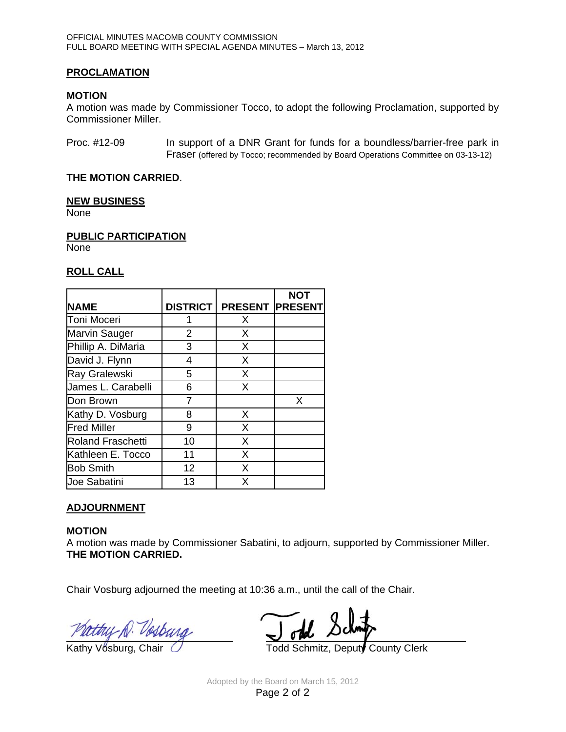## PROCLAMATION

### MOTION

A motion was made by Commissioner Tocco, to adopt the following Proclamation, supported by Commissioner Miller.

Proc. #12-09 In support of a DNR Grant for funds for a boundless/barrier-free park in Fraser (offered by Tocco; recommended by Board Operations Committee on 03-13-12)

**THE MOTION CARRIED**.

## NEW BUSINESS

None

## PUBLIC PARTICIPATION

None

## ROLL CALL

| NAME | DISTRICT | PRESENT | NOT PRESENT |
|---|---|---|---|
| Toni Moceri | 1 | X | |
| Marvin Sauger | 2 | X | |
| Phillip A. DiMaria | 3 | X | |
| David J. Flynn | 4 | X | |
| Ray Gralewski | 5 | X | |
| James L. Carabelli | 6 | X | |
| Don Brown | 7 | | X |
| Kathy D. Vosburg | 8 | X | |
| Fred Miller | 9 | X | |
| Roland Fraschetti | 10 | X | |
| Kathleen E. Tocco | 11 | X | |
| Bob Smith | 12 | X | |
| Joe Sabatini | 13 | X | |

## ADJOURNMENT

### MOTION

A motion was made by Commissioner Sabatini, to adjourn, supported by Commissioner Miller.
**THE MOTION CARRIED.**

Chair Vosburg adjourned the meeting at 10:36 a.m., until the call of the Chair.

Kathy Vosburg, Chair

Todd Schmitz, Deputy County Clerk

Adopted by the Board on March 15, 2012